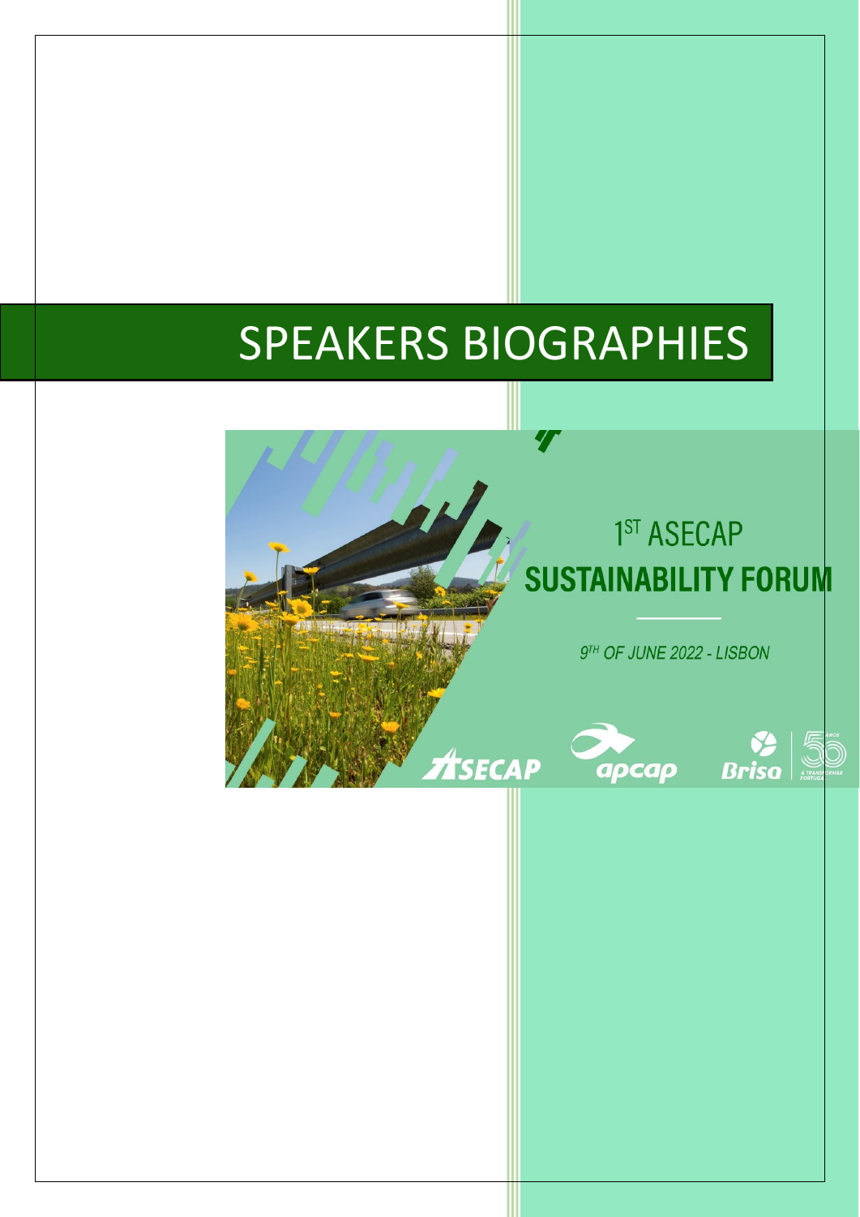# SPEAKERS BIOGRAPHIES

1ST ASECAP

**SUSTAINABILITY FORUM**

*9TH OF JUNE 2022 - LISBON*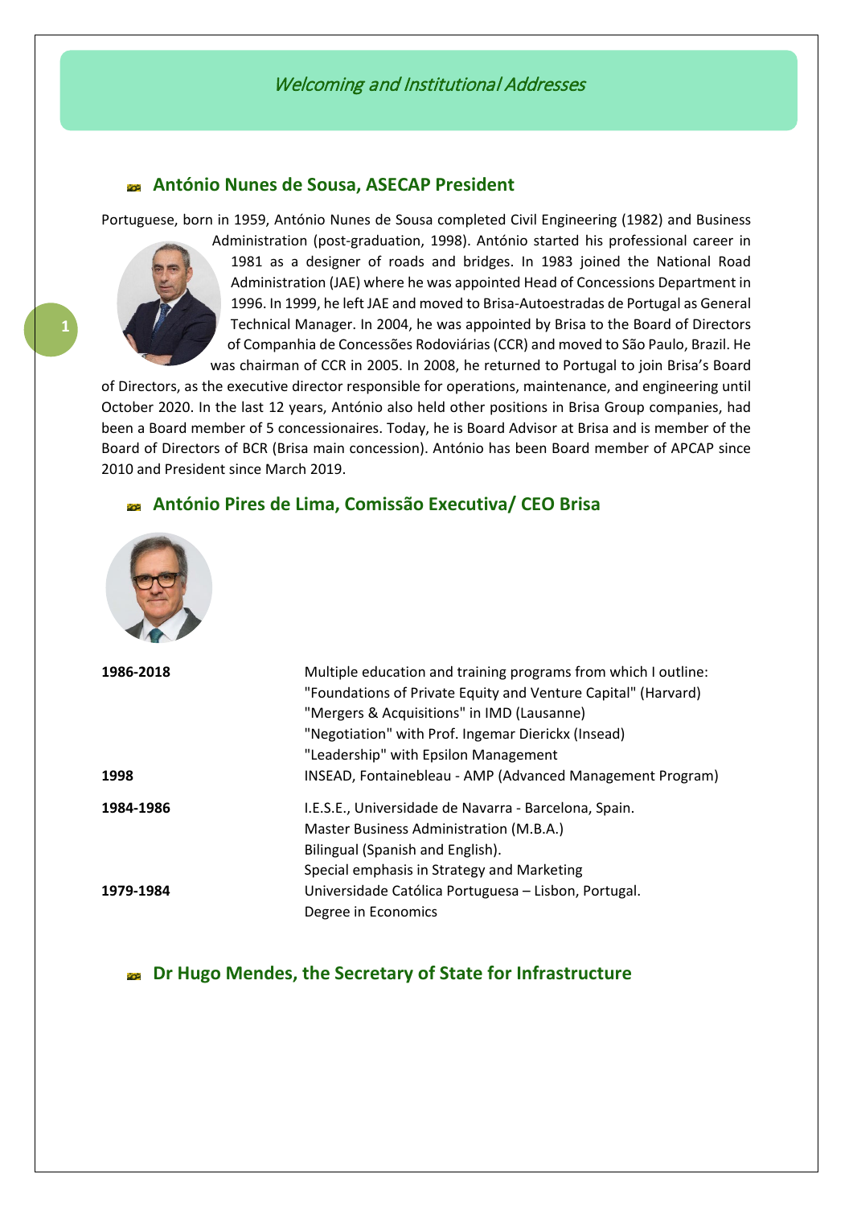# *Welcoming and Institutional Addresses*

## António Nunes de Sousa, ASECAP President

Portuguese, born in 1959, António Nunes de Sousa completed Civil Engineering (1982) and Business Administration (post-graduation, 1998). António started his professional career in 1981 as a designer of roads and bridges. In 1983 joined the National Road Administration (JAE) where he was appointed Head of Concessions Department in 1996. In 1999, he left JAE and moved to Brisa-Autoestradas de Portugal as General Technical Manager. In 2004, he was appointed by Brisa to the Board of Directors of Companhia de Concessões Rodoviárias (CCR) and moved to São Paulo, Brazil. He was chairman of CCR in 2005. In 2008, he returned to Portugal to join Brisa's Board of Directors, as the executive director responsible for operations, maintenance, and engineering until October 2020. In the last 12 years, António also held other positions in Brisa Group companies, had been a Board member of 5 concessionaires. Today, he is Board Advisor at Brisa and is member of the Board of Directors of BCR (Brisa main concession). António has been Board member of APCAP since 2010 and President since March 2019.

## António Pires de Lima, Comissão Executiva/ CEO Brisa

| | |
|---|---|
| **1986-2018** | Multiple education and training programs from which I outline:<br>"Foundations of Private Equity and Venture Capital" (Harvard)<br>"Mergers & Acquisitions" in IMD (Lausanne)<br>"Negotiation" with Prof. Ingemar Dierickx (Insead)<br>"Leadership" with Epsilon Management |
| **1998** | INSEAD, Fontainebleau - AMP (Advanced Management Program) |
| **1984-1986** | I.E.S.E., Universidade de Navarra - Barcelona, Spain.<br>Master Business Administration (M.B.A.)<br>Bilingual (Spanish and English).<br>Special emphasis in Strategy and Marketing |
| **1979-1984** | Universidade Católica Portuguesa – Lisbon, Portugal.<br>Degree in Economics |

## Dr Hugo Mendes, the Secretary of State for Infrastructure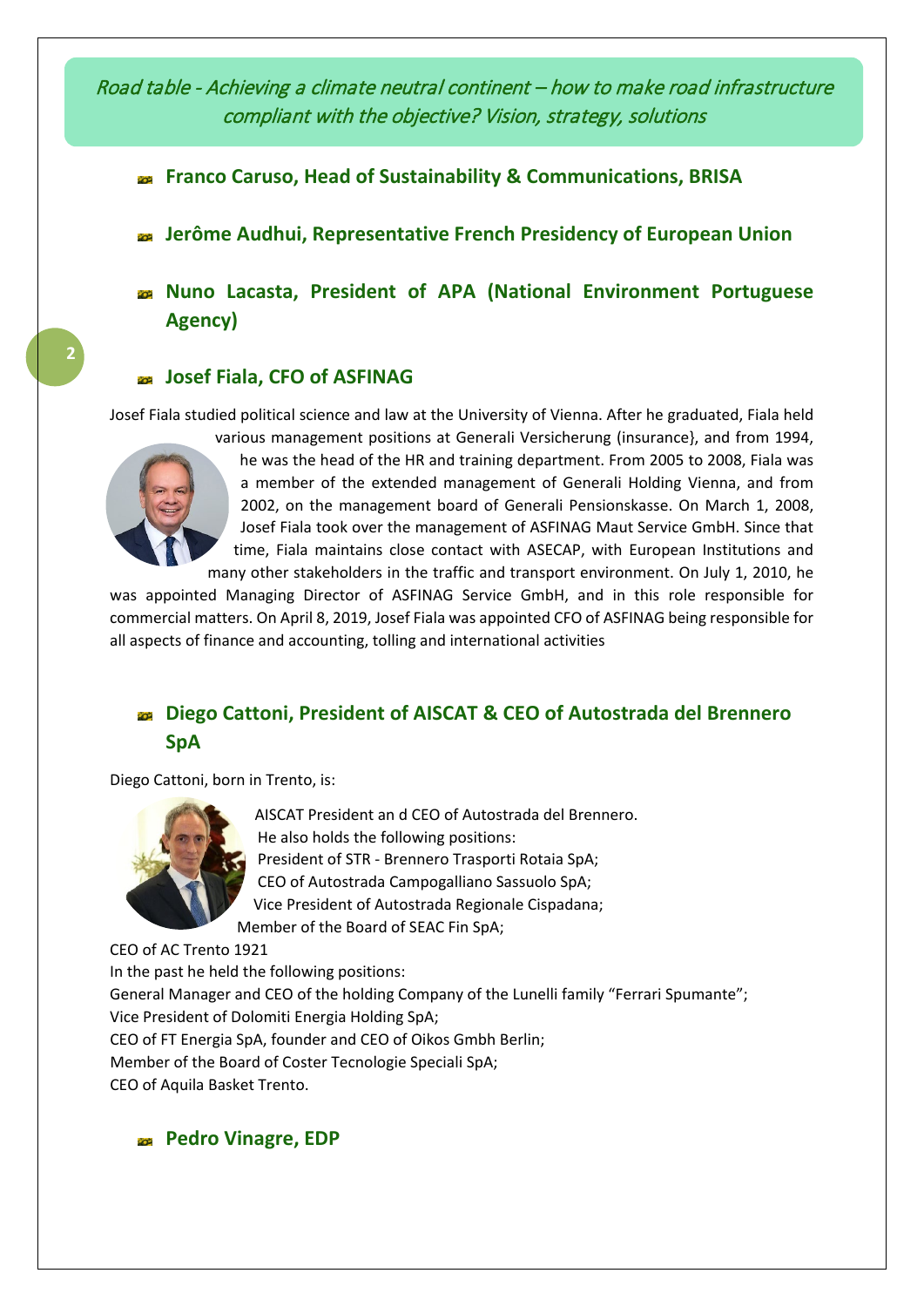*Road table - Achieving a climate neutral continent – how to make road infrastructure compliant with the objective? Vision, strategy, solutions*

- **Franco Caruso, Head of Sustainability & Communications, BRISA**
- **Jerôme Audhui, Representative French Presidency of European Union**
- **Nuno Lacasta, President of APA (National Environment Portuguese Agency)**
- **Josef Fiala, CFO of ASFINAG**

Josef Fiala studied political science and law at the University of Vienna. After he graduated, Fiala held various management positions at Generali Versicherung (insurance}, and from 1994, he was the head of the HR and training department. From 2005 to 2008, Fiala was a member of the extended management of Generali Holding Vienna, and from 2002, on the management board of Generali Pensionskasse. On March 1, 2008, Josef Fiala took over the management of ASFINAG Maut Service GmbH. Since that time, Fiala maintains close contact with ASECAP, with European Institutions and many other stakeholders in the traffic and transport environment. On July 1, 2010, he was appointed Managing Director of ASFINAG Service GmbH, and in this role responsible for commercial matters. On April 8, 2019, Josef Fiala was appointed CFO of ASFINAG being responsible for all aspects of finance and accounting, tolling and international activities

- **Diego Cattoni, President of AISCAT & CEO of Autostrada del Brennero SpA**

Diego Cattoni, born in Trento, is:

AISCAT President an d CEO of Autostrada del Brennero.
He also holds the following positions:
President of STR - Brennero Trasporti Rotaia SpA;
CEO of Autostrada Campogalliano Sassuolo SpA;
Vice President of Autostrada Regionale Cispadana;
Member of the Board of SEAC Fin SpA;
CEO of AC Trento 1921
In the past he held the following positions:
General Manager and CEO of the holding Company of the Lunelli family "Ferrari Spumante";
Vice President of Dolomiti Energia Holding SpA;
CEO of FT Energia SpA, founder and CEO of Oikos Gmbh Berlin;
Member of the Board of Coster Tecnologie Speciali SpA;
CEO of Aquila Basket Trento.

- **Pedro Vinagre, EDP**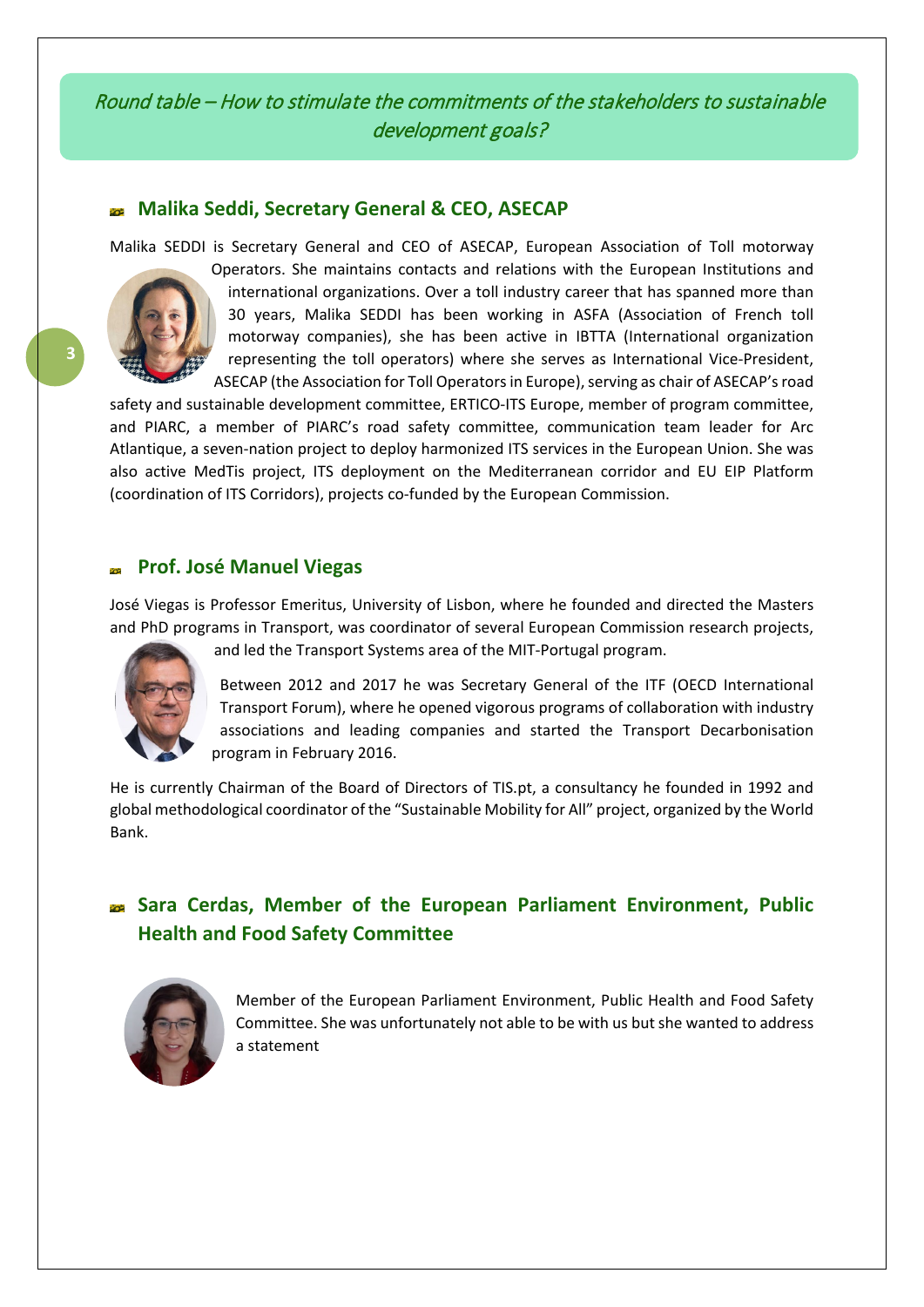*Round table – How to stimulate the commitments of the stakeholders to sustainable development goals?*

## Malika Seddi, Secretary General & CEO, ASECAP

Malika SEDDI is Secretary General and CEO of ASECAP, European Association of Toll motorway Operators. She maintains contacts and relations with the European Institutions and international organizations. Over a toll industry career that has spanned more than 30 years, Malika SEDDI has been working in ASFA (Association of French toll motorway companies), she has been active in IBTTA (International organization representing the toll operators) where she serves as International Vice-President, ASECAP (the Association for Toll Operators in Europe), serving as chair of ASECAP's road safety and sustainable development committee, ERTICO-ITS Europe, member of program committee, and PIARC, a member of PIARC's road safety committee, communication team leader for Arc Atlantique, a seven-nation project to deploy harmonized ITS services in the European Union. She was also active MedTis project, ITS deployment on the Mediterranean corridor and EU EIP Platform (coordination of ITS Corridors), projects co-funded by the European Commission.

## Prof. José Manuel Viegas

José Viegas is Professor Emeritus, University of Lisbon, where he founded and directed the Masters and PhD programs in Transport, was coordinator of several European Commission research projects, and led the Transport Systems area of the MIT-Portugal program.

Between 2012 and 2017 he was Secretary General of the ITF (OECD International Transport Forum), where he opened vigorous programs of collaboration with industry associations and leading companies and started the Transport Decarbonisation program in February 2016.

He is currently Chairman of the Board of Directors of TIS.pt, a consultancy he founded in 1992 and global methodological coordinator of the "Sustainable Mobility for All" project, organized by the World Bank.

## Sara Cerdas, Member of the European Parliament Environment, Public Health and Food Safety Committee

Member of the European Parliament Environment, Public Health and Food Safety Committee. She was unfortunately not able to be with us but she wanted to address a statement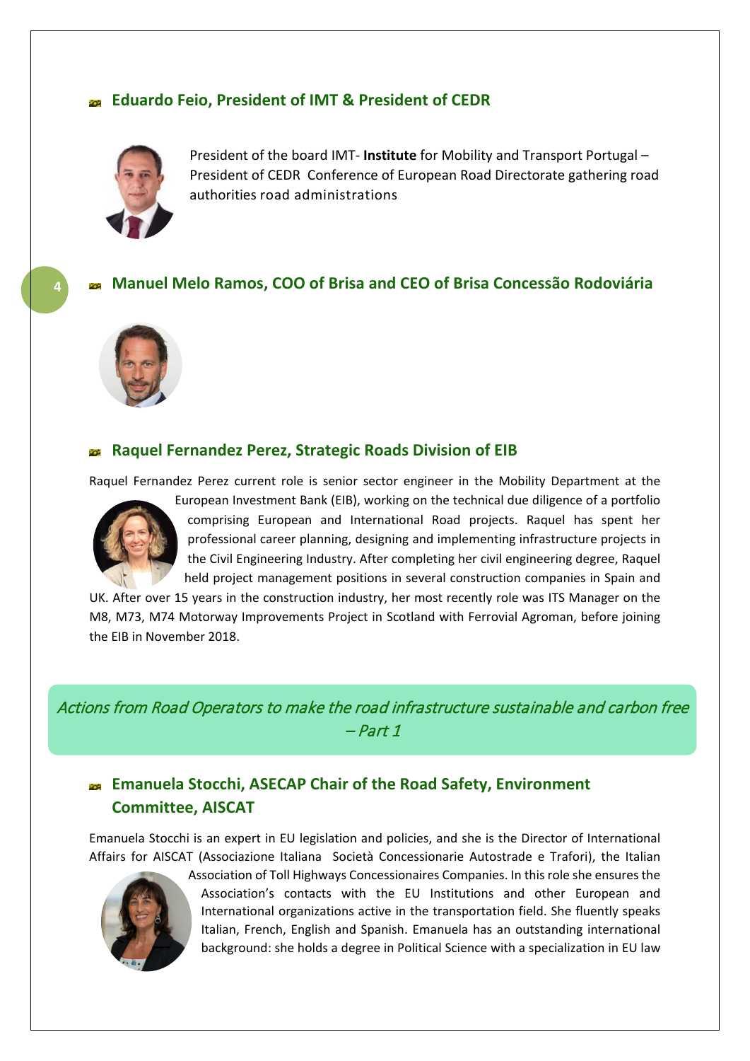### Eduardo Feio, President of IMT & President of CEDR

President of the board IMT- **Institute** for Mobility and Transport Portugal – President of CEDR Conference of European Road Directorate gathering road authorities road administrations

### Manuel Melo Ramos, COO of Brisa and CEO of Brisa Concessão Rodoviária

### Raquel Fernandez Perez, Strategic Roads Division of EIB

Raquel Fernandez Perez current role is senior sector engineer in the Mobility Department at the European Investment Bank (EIB), working on the technical due diligence of a portfolio comprising European and International Road projects. Raquel has spent her professional career planning, designing and implementing infrastructure projects in the Civil Engineering Industry. After completing her civil engineering degree, Raquel held project management positions in several construction companies in Spain and UK. After over 15 years in the construction industry, her most recently role was ITS Manager on the M8, M73, M74 Motorway Improvements Project in Scotland with Ferrovial Agroman, before joining the EIB in November 2018.

## *Actions from Road Operators to make the road infrastructure sustainable and carbon free – Part 1*

### Emanuela Stocchi, ASECAP Chair of the Road Safety, Environment Committee, AISCAT

Emanuela Stocchi is an expert in EU legislation and policies, and she is the Director of International Affairs for AISCAT (Associazione Italiana Società Concessionarie Autostrade e Trafori), the Italian Association of Toll Highways Concessionaires Companies. In this role she ensures the Association's contacts with the EU Institutions and other European and International organizations active in the transportation field. She fluently speaks Italian, French, English and Spanish. Emanuela has an outstanding international background: she holds a degree in Political Science with a specialization in EU law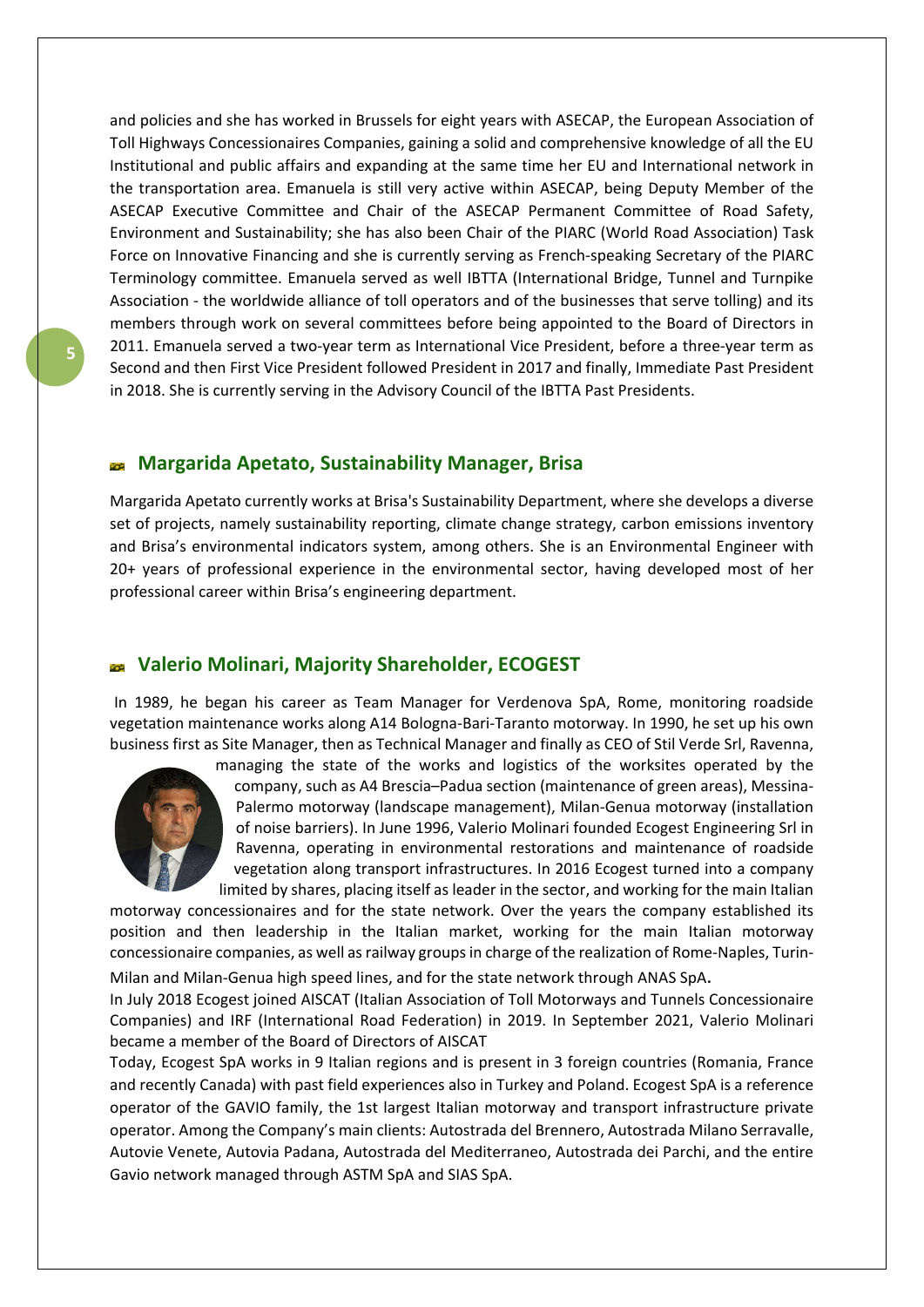and policies and she has worked in Brussels for eight years with ASECAP, the European Association of Toll Highways Concessionaires Companies, gaining a solid and comprehensive knowledge of all the EU Institutional and public affairs and expanding at the same time her EU and International network in the transportation area. Emanuela is still very active within ASECAP, being Deputy Member of the ASECAP Executive Committee and Chair of the ASECAP Permanent Committee of Road Safety, Environment and Sustainability; she has also been Chair of the PIARC (World Road Association) Task Force on Innovative Financing and she is currently serving as French-speaking Secretary of the PIARC Terminology committee. Emanuela served as well IBTTA (International Bridge, Tunnel and Turnpike Association - the worldwide alliance of toll operators and of the businesses that serve tolling) and its members through work on several committees before being appointed to the Board of Directors in 2011. Emanuela served a two-year term as International Vice President, before a three-year term as Second and then First Vice President followed President in 2017 and finally, Immediate Past President in 2018. She is currently serving in the Advisory Council of the IBTTA Past Presidents.

## Margarida Apetato, Sustainability Manager, Brisa

Margarida Apetato currently works at Brisa's Sustainability Department, where she develops a diverse set of projects, namely sustainability reporting, climate change strategy, carbon emissions inventory and Brisa's environmental indicators system, among others. She is an Environmental Engineer with 20+ years of professional experience in the environmental sector, having developed most of her professional career within Brisa's engineering department.

## Valerio Molinari, Majority Shareholder, ECOGEST

In 1989, he began his career as Team Manager for Verdenova SpA, Rome, monitoring roadside vegetation maintenance works along A14 Bologna-Bari-Taranto motorway. In 1990, he set up his own business first as Site Manager, then as Technical Manager and finally as CEO of Stil Verde Srl, Ravenna, managing the state of the works and logistics of the worksites operated by the company, such as A4 Brescia–Padua section (maintenance of green areas), Messina-Palermo motorway (landscape management), Milan-Genua motorway (installation of noise barriers). In June 1996, Valerio Molinari founded Ecogest Engineering Srl in Ravenna, operating in environmental restorations and maintenance of roadside vegetation along transport infrastructures. In 2016 Ecogest turned into a company limited by shares, placing itself as leader in the sector, and working for the main Italian motorway concessionaires and for the state network. Over the years the company established its position and then leadership in the Italian market, working for the main Italian motorway concessionaire companies, as well as railway groups in charge of the realization of Rome-Naples, Turin-Milan and Milan-Genua high speed lines, and for the state network through ANAS SpA**.**

In July 2018 Ecogest joined AISCAT (Italian Association of Toll Motorways and Tunnels Concessionaire Companies) and IRF (International Road Federation) in 2019. In September 2021, Valerio Molinari became a member of the Board of Directors of AISCAT

Today, Ecogest SpA works in 9 Italian regions and is present in 3 foreign countries (Romania, France and recently Canada) with past field experiences also in Turkey and Poland. Ecogest SpA is a reference operator of the GAVIO family, the 1st largest Italian motorway and transport infrastructure private operator. Among the Company's main clients: Autostrada del Brennero, Autostrada Milano Serravalle, Autovie Venete, Autovia Padana, Autostrada del Mediterraneo, Autostrada dei Parchi, and the entire Gavio network managed through ASTM SpA and SIAS SpA.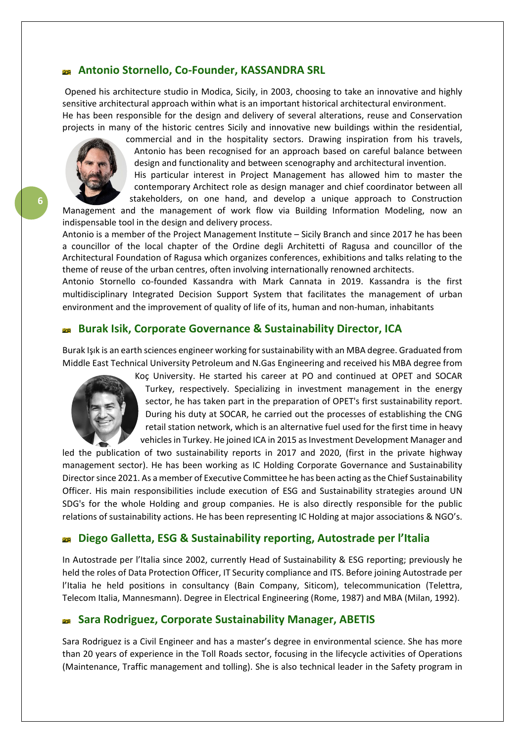## Antonio Stornello, Co-Founder, KASSANDRA SRL

Opened his architecture studio in Modica, Sicily, in 2003, choosing to take an innovative and highly sensitive architectural approach within what is an important historical architectural environment.
He has been responsible for the design and delivery of several alterations, reuse and Conservation projects in many of the historic centres Sicily and innovative new buildings within the residential, commercial and in the hospitality sectors. Drawing inspiration from his travels, Antonio has been recognised for an approach based on careful balance between design and functionality and between scenography and architectural invention.
His particular interest in Project Management has allowed him to master the contemporary Architect role as design manager and chief coordinator between all stakeholders, on one hand, and develop a unique approach to Construction Management and the management of work flow via Building Information Modeling, now an indispensable tool in the design and delivery process.
Antonio is a member of the Project Management Institute – Sicily Branch and since 2017 he has been a councillor of the local chapter of the Ordine degli Architetti of Ragusa and councillor of the Architectural Foundation of Ragusa which organizes conferences, exhibitions and talks relating to the theme of reuse of the urban centres, often involving internationally renowned architects.
Antonio Stornello co-founded Kassandra with Mark Cannata in 2019. Kassandra is the first multidisciplinary Integrated Decision Support System that facilitates the management of urban environment and the improvement of quality of life of its, human and non-human, inhabitants

## Burak Isik, Corporate Governance & Sustainability Director, ICA

Burak Işık is an earth sciences engineer working for sustainability with an MBA degree. Graduated from Middle East Technical University Petroleum and N.Gas Engineering and received his MBA degree from Koç University. He started his career at PO and continued at OPET and SOCAR Turkey, respectively. Specializing in investment management in the energy sector, he has taken part in the preparation of OPET's first sustainability report. During his duty at SOCAR, he carried out the processes of establishing the CNG retail station network, which is an alternative fuel used for the first time in heavy vehicles in Turkey. He joined ICA in 2015 as Investment Development Manager and led the publication of two sustainability reports in 2017 and 2020, (first in the private highway management sector). He has been working as IC Holding Corporate Governance and Sustainability Director since 2021. As a member of Executive Committee he has been acting as the Chief Sustainability Officer. His main responsibilities include execution of ESG and Sustainability strategies around UN SDG's for the whole Holding and group companies. He is also directly responsible for the public relations of sustainability actions. He has been representing IC Holding at major associations & NGO's.

## Diego Galletta, ESG & Sustainability reporting, Autostrade per l'Italia

In Autostrade per l'Italia since 2002, currently Head of Sustainability & ESG reporting; previously he held the roles of Data Protection Officer, IT Security compliance and ITS. Before joining Autostrade per l'Italia he held positions in consultancy (Bain Company, Siticom), telecommunication (Telettra, Telecom Italia, Mannesmann). Degree in Electrical Engineering (Rome, 1987) and MBA (Milan, 1992).

## Sara Rodriguez, Corporate Sustainability Manager, ABETIS

Sara Rodriguez is a Civil Engineer and has a master's degree in environmental science. She has more than 20 years of experience in the Toll Roads sector, focusing in the lifecycle activities of Operations (Maintenance, Traffic management and tolling). She is also technical leader in the Safety program in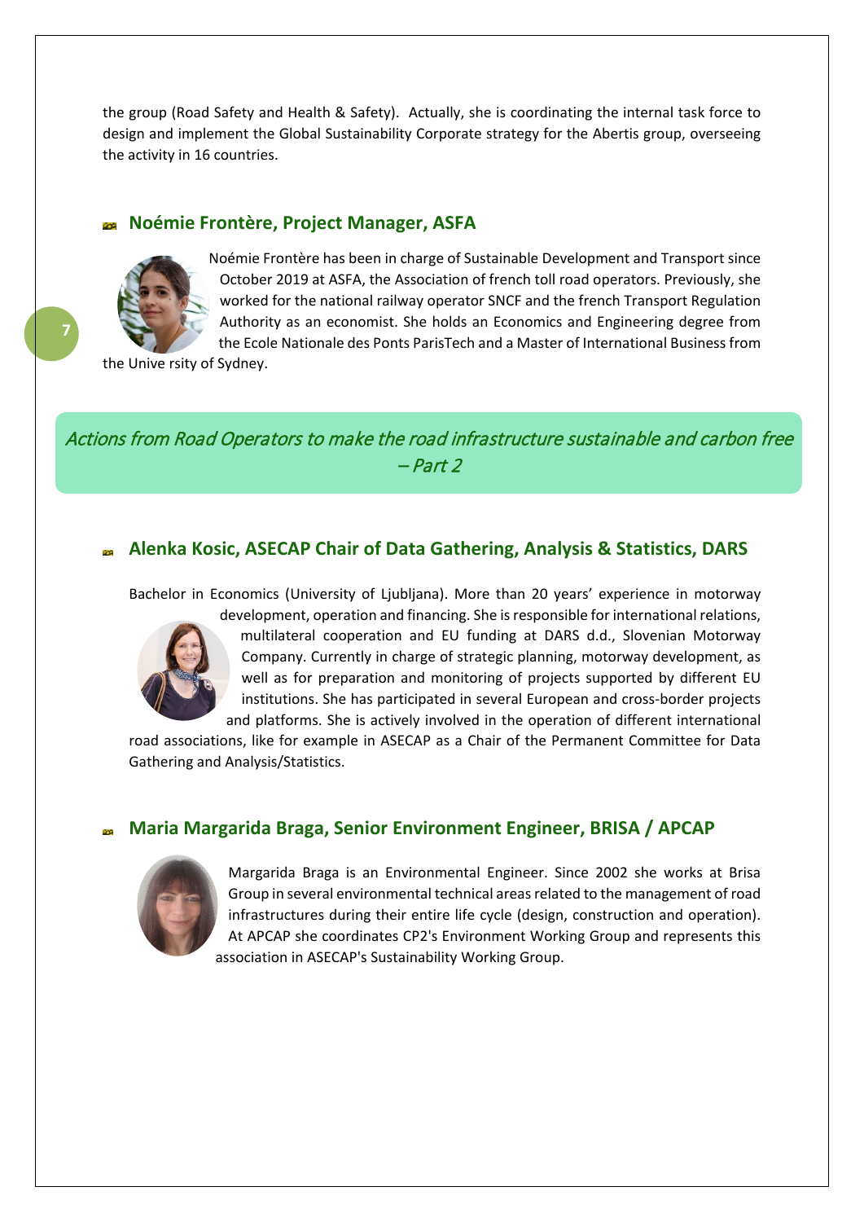the group (Road Safety and Health & Safety). Actually, she is coordinating the internal task force to design and implement the Global Sustainability Corporate strategy for the Abertis group, overseeing the activity in 16 countries.

### Noémie Frontère, Project Manager, ASFA

Noémie Frontère has been in charge of Sustainable Development and Transport since October 2019 at ASFA, the Association of french toll road operators. Previously, she worked for the national railway operator SNCF and the french Transport Regulation Authority as an economist. She holds an Economics and Engineering degree from the Ecole Nationale des Ponts ParisTech and a Master of International Business from the Unive rsity of Sydney.

## *Actions from Road Operators to make the road infrastructure sustainable and carbon free – Part 2*

### Alenka Kosic, ASECAP Chair of Data Gathering, Analysis & Statistics, DARS

Bachelor in Economics (University of Ljubljana). More than 20 years' experience in motorway development, operation and financing. She is responsible for international relations, multilateral cooperation and EU funding at DARS d.d., Slovenian Motorway Company. Currently in charge of strategic planning, motorway development, as well as for preparation and monitoring of projects supported by different EU institutions. She has participated in several European and cross-border projects and platforms. She is actively involved in the operation of different international road associations, like for example in ASECAP as a Chair of the Permanent Committee for Data Gathering and Analysis/Statistics.

### Maria Margarida Braga, Senior Environment Engineer, BRISA / APCAP

Margarida Braga is an Environmental Engineer. Since 2002 she works at Brisa Group in several environmental technical areas related to the management of road infrastructures during their entire life cycle (design, construction and operation). At APCAP she coordinates CP2's Environment Working Group and represents this association in ASECAP's Sustainability Working Group.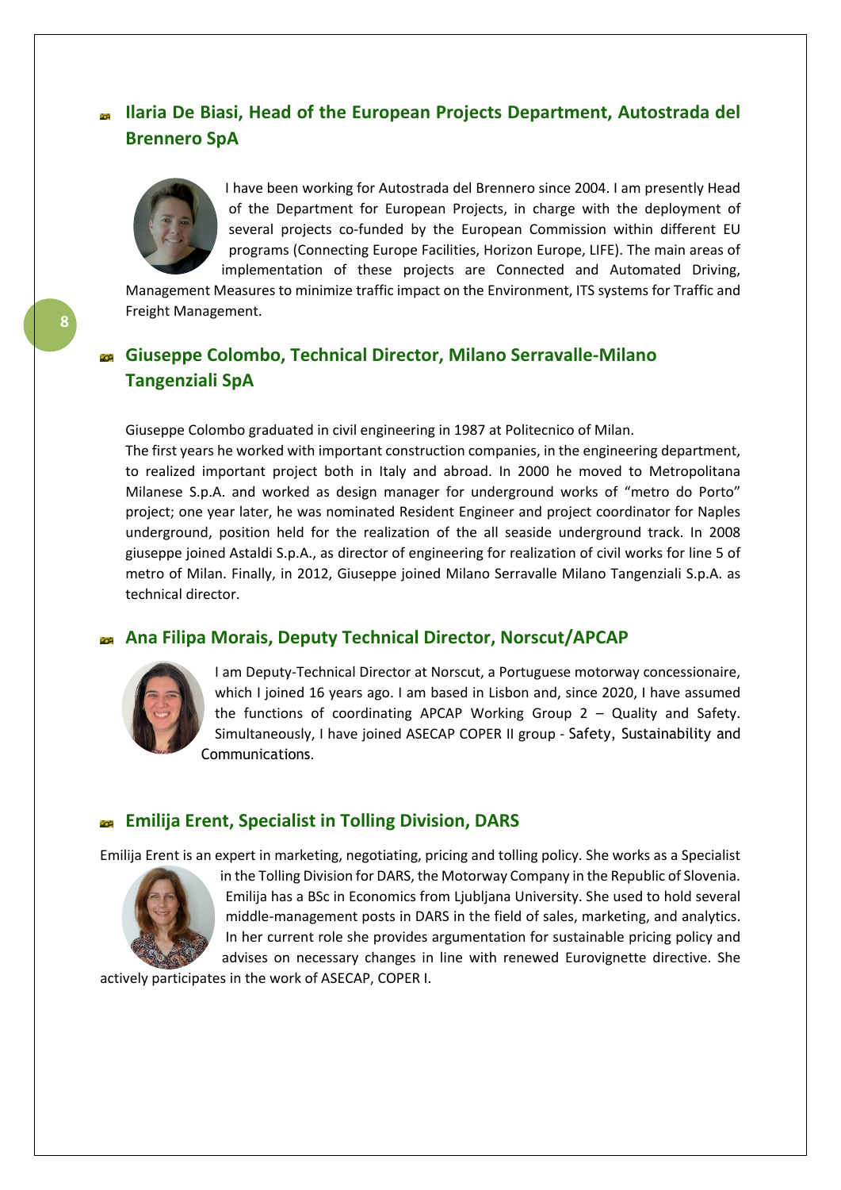## Ilaria De Biasi, Head of the European Projects Department, Autostrada del Brennero SpA

I have been working for Autostrada del Brennero since 2004. I am presently Head of the Department for European Projects, in charge with the deployment of several projects co-funded by the European Commission within different EU programs (Connecting Europe Facilities, Horizon Europe, LIFE). The main areas of implementation of these projects are Connected and Automated Driving, Management Measures to minimize traffic impact on the Environment, ITS systems for Traffic and Freight Management.

## Giuseppe Colombo, Technical Director, Milano Serravalle-Milano Tangenziali SpA

Giuseppe Colombo graduated in civil engineering in 1987 at Politecnico of Milan.

The first years he worked with important construction companies, in the engineering department, to realized important project both in Italy and abroad. In 2000 he moved to Metropolitana Milanese S.p.A. and worked as design manager for underground works of "metro do Porto" project; one year later, he was nominated Resident Engineer and project coordinator for Naples underground, position held for the realization of the all seaside underground track. In 2008 giuseppe joined Astaldi S.p.A., as director of engineering for realization of civil works for line 5 of metro of Milan. Finally, in 2012, Giuseppe joined Milano Serravalle Milano Tangenziali S.p.A. as technical director.

## Ana Filipa Morais, Deputy Technical Director, Norscut/APCAP

I am Deputy-Technical Director at Norscut, a Portuguese motorway concessionaire, which I joined 16 years ago. I am based in Lisbon and, since 2020, I have assumed the functions of coordinating APCAP Working Group 2 – Quality and Safety. Simultaneously, I have joined ASECAP COPER II group - Safety, Sustainability and Communications.

## Emilija Erent, Specialist in Tolling Division, DARS

Emilija Erent is an expert in marketing, negotiating, pricing and tolling policy. She works as a Specialist in the Tolling Division for DARS, the Motorway Company in the Republic of Slovenia. Emilija has a BSc in Economics from Ljubljana University. She used to hold several middle-management posts in DARS in the field of sales, marketing, and analytics. In her current role she provides argumentation for sustainable pricing policy and advises on necessary changes in line with renewed Eurovignette directive. She actively participates in the work of ASECAP, COPER I.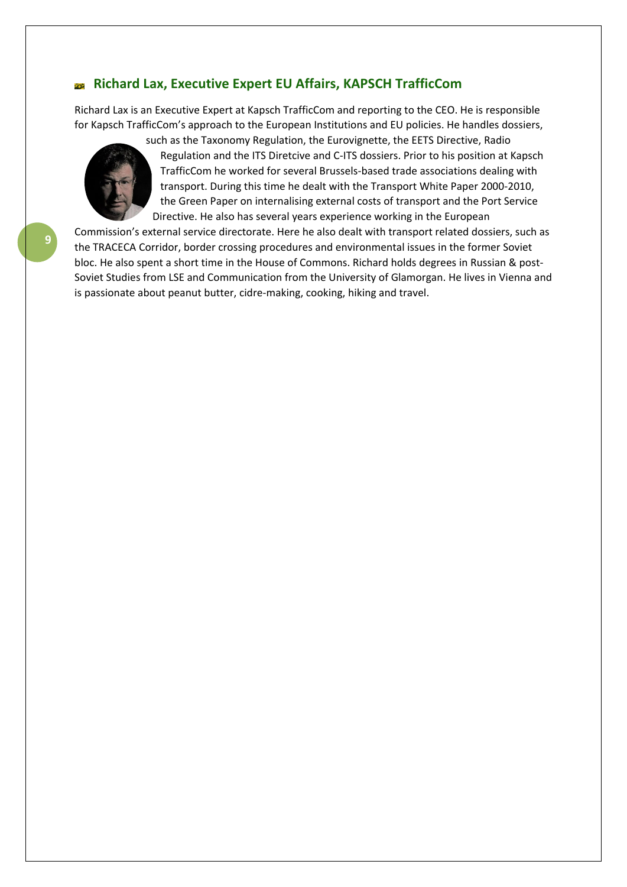## Richard Lax, Executive Expert EU Affairs, KAPSCH TrafficCom

Richard Lax is an Executive Expert at Kapsch TrafficCom and reporting to the CEO. He is responsible for Kapsch TrafficCom's approach to the European Institutions and EU policies. He handles dossiers, such as the Taxonomy Regulation, the Eurovignette, the EETS Directive, Radio Regulation and the ITS Diretcive and C-ITS dossiers. Prior to his position at Kapsch TrafficCom he worked for several Brussels-based trade associations dealing with transport. During this time he dealt with the Transport White Paper 2000-2010, the Green Paper on internalising external costs of transport and the Port Service Directive. He also has several years experience working in the European Commission's external service directorate. Here he also dealt with transport related dossiers, such as the TRACECA Corridor, border crossing procedures and environmental issues in the former Soviet bloc. He also spent a short time in the House of Commons. Richard holds degrees in Russian & post-Soviet Studies from LSE and Communication from the University of Glamorgan. He lives in Vienna and is passionate about peanut butter, cidre-making, cooking, hiking and travel.